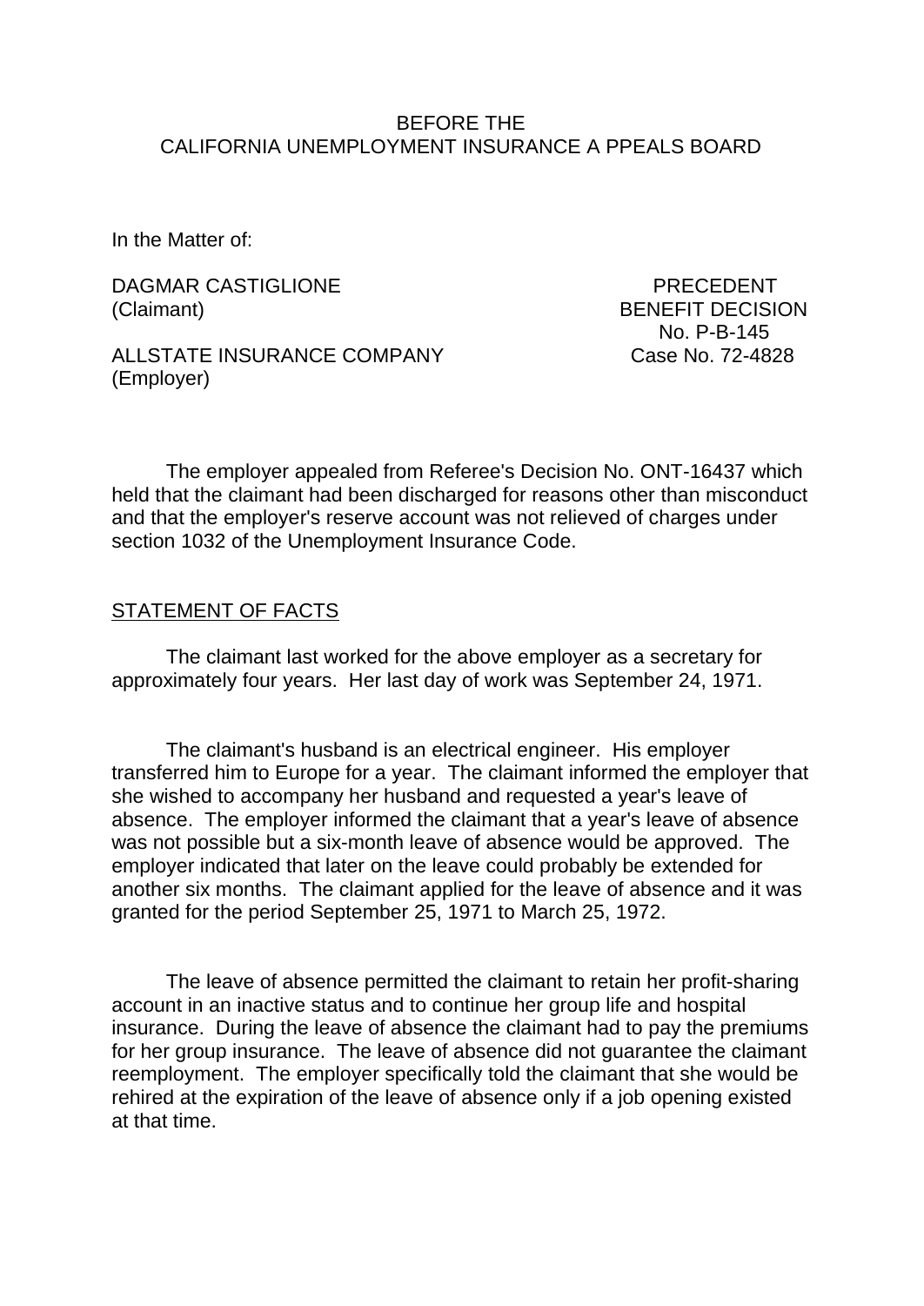BEFORE THE
CALIFORNIA UNEMPLOYMENT INSURANCE A PPEALS BOARD

In the Matter of:

DAGMAR CASTIGLIONE (Claimant)

ALLSTATE INSURANCE COMPANY (Employer)

PRECEDENT BENEFIT DECISION No. P-B-145
Case No. 72-4828

The employer appealed from Referee's Decision No. ONT-16437 which held that the claimant had been discharged for reasons other than misconduct and that the employer's reserve account was not relieved of charges under section 1032 of the Unemployment Insurance Code.

STATEMENT OF FACTS

The claimant last worked for the above employer as a secretary for approximately four years. Her last day of work was September 24, 1971.

The claimant's husband is an electrical engineer. His employer transferred him to Europe for a year. The claimant informed the employer that she wished to accompany her husband and requested a year's leave of absence. The employer informed the claimant that a year's leave of absence was not possible but a six-month leave of absence would be approved. The employer indicated that later on the leave could probably be extended for another six months. The claimant applied for the leave of absence and it was granted for the period September 25, 1971 to March 25, 1972.

The leave of absence permitted the claimant to retain her profit-sharing account in an inactive status and to continue her group life and hospital insurance. During the leave of absence the claimant had to pay the premiums for her group insurance. The leave of absence did not guarantee the claimant reemployment. The employer specifically told the claimant that she would be rehired at the expiration of the leave of absence only if a job opening existed at that time.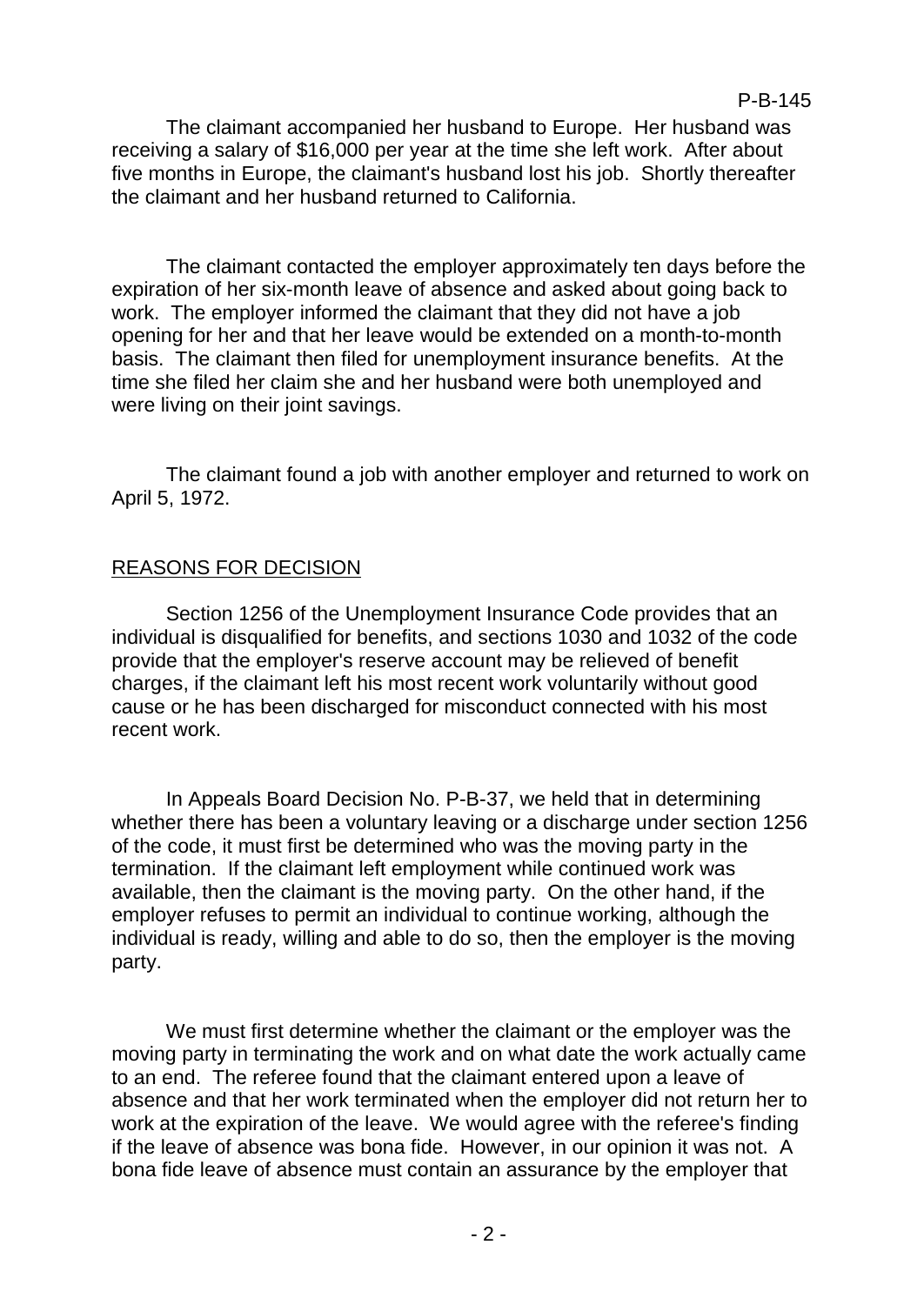The claimant accompanied her husband to Europe. Her husband was receiving a salary of $16,000 per year at the time she left work. After about five months in Europe, the claimant's husband lost his job. Shortly thereafter the claimant and her husband returned to California.

The claimant contacted the employer approximately ten days before the expiration of her six-month leave of absence and asked about going back to work. The employer informed the claimant that they did not have a job opening for her and that her leave would be extended on a month-to-month basis. The claimant then filed for unemployment insurance benefits. At the time she filed her claim she and her husband were both unemployed and were living on their joint savings.

The claimant found a job with another employer and returned to work on April 5, 1972.

## REASONS FOR DECISION

Section 1256 of the Unemployment Insurance Code provides that an individual is disqualified for benefits, and sections 1030 and 1032 of the code provide that the employer's reserve account may be relieved of benefit charges, if the claimant left his most recent work voluntarily without good cause or he has been discharged for misconduct connected with his most recent work.

In Appeals Board Decision No. P-B-37, we held that in determining whether there has been a voluntary leaving or a discharge under section 1256 of the code, it must first be determined who was the moving party in the termination. If the claimant left employment while continued work was available, then the claimant is the moving party. On the other hand, if the employer refuses to permit an individual to continue working, although the individual is ready, willing and able to do so, then the employer is the moving party.

We must first determine whether the claimant or the employer was the moving party in terminating the work and on what date the work actually came to an end. The referee found that the claimant entered upon a leave of absence and that her work terminated when the employer did not return her to work at the expiration of the leave. We would agree with the referee's finding if the leave of absence was bona fide. However, in our opinion it was not. A bona fide leave of absence must contain an assurance by the employer that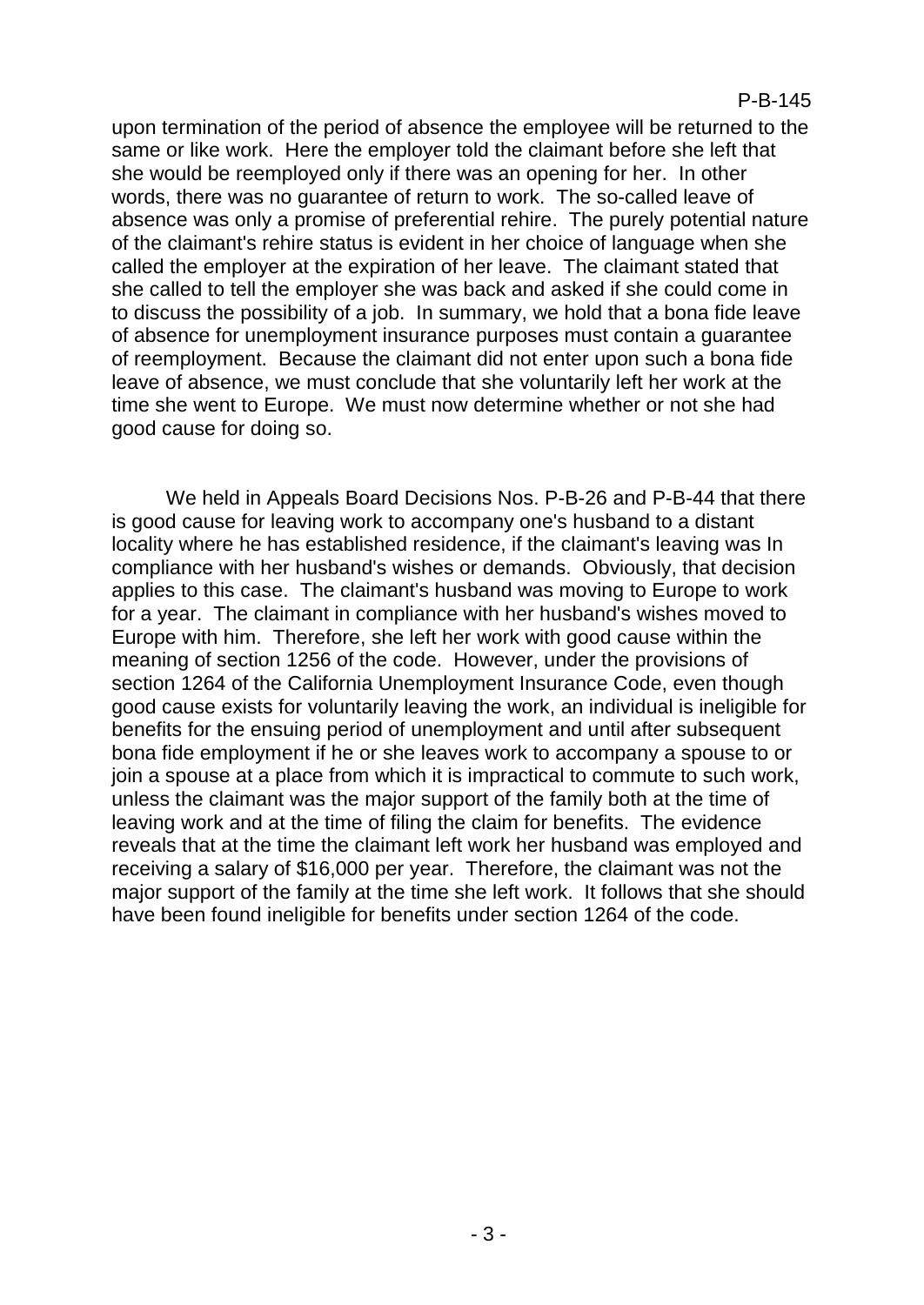upon termination of the period of absence the employee will be returned to the same or like work. Here the employer told the claimant before she left that she would be reemployed only if there was an opening for her. In other words, there was no guarantee of return to work. The so-called leave of absence was only a promise of preferential rehire. The purely potential nature of the claimant's rehire status is evident in her choice of language when she called the employer at the expiration of her leave. The claimant stated that she called to tell the employer she was back and asked if she could come in to discuss the possibility of a job. In summary, we hold that a bona fide leave of absence for unemployment insurance purposes must contain a guarantee of reemployment. Because the claimant did not enter upon such a bona fide leave of absence, we must conclude that she voluntarily left her work at the time she went to Europe. We must now determine whether or not she had good cause for doing so.

We held in Appeals Board Decisions Nos. P-B-26 and P-B-44 that there is good cause for leaving work to accompany one's husband to a distant locality where he has established residence, if the claimant's leaving was In compliance with her husband's wishes or demands. Obviously, that decision applies to this case. The claimant's husband was moving to Europe to work for a year. The claimant in compliance with her husband's wishes moved to Europe with him. Therefore, she left her work with good cause within the meaning of section 1256 of the code. However, under the provisions of section 1264 of the California Unemployment Insurance Code, even though good cause exists for voluntarily leaving the work, an individual is ineligible for benefits for the ensuing period of unemployment and until after subsequent bona fide employment if he or she leaves work to accompany a spouse to or join a spouse at a place from which it is impractical to commute to such work, unless the claimant was the major support of the family both at the time of leaving work and at the time of filing the claim for benefits. The evidence reveals that at the time the claimant left work her husband was employed and receiving a salary of $16,000 per year. Therefore, the claimant was not the major support of the family at the time she left work. It follows that she should have been found ineligible for benefits under section 1264 of the code.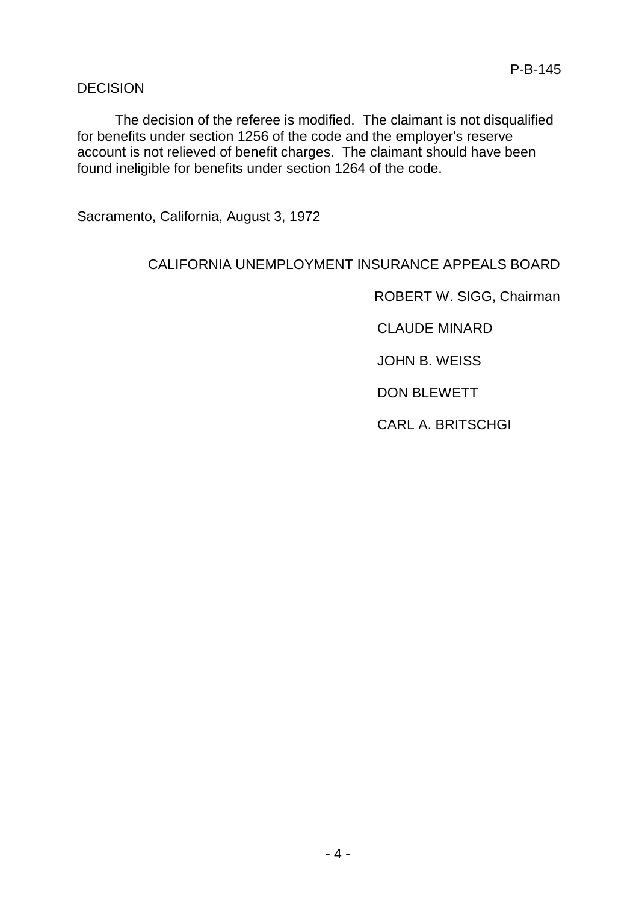DECISION

The decision of the referee is modified. The claimant is not disqualified for benefits under section 1256 of the code and the employer's reserve account is not relieved of benefit charges. The claimant should have been found ineligible for benefits under section 1264 of the code.

Sacramento, California, August 3, 1972

CALIFORNIA UNEMPLOYMENT INSURANCE APPEALS BOARD

ROBERT W. SIGG, Chairman

CLAUDE MINARD

JOHN B. WEISS

DON BLEWETT

CARL A. BRITSCHGI